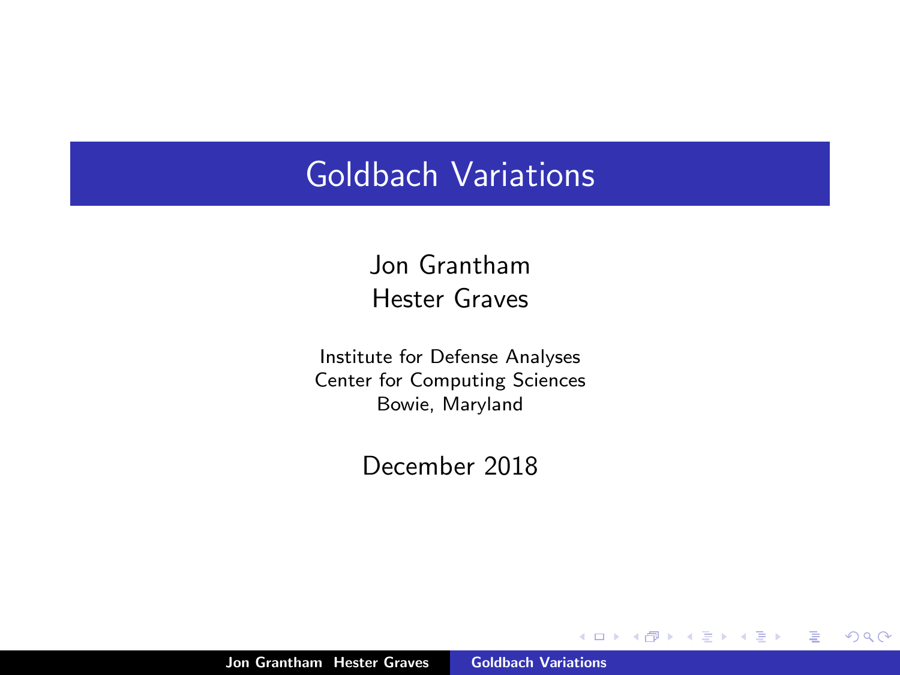# Goldbach Variations

Jon Grantham
Hester Graves

Institute for Defense Analyses
Center for Computing Sciences
Bowie, Maryland

December 2018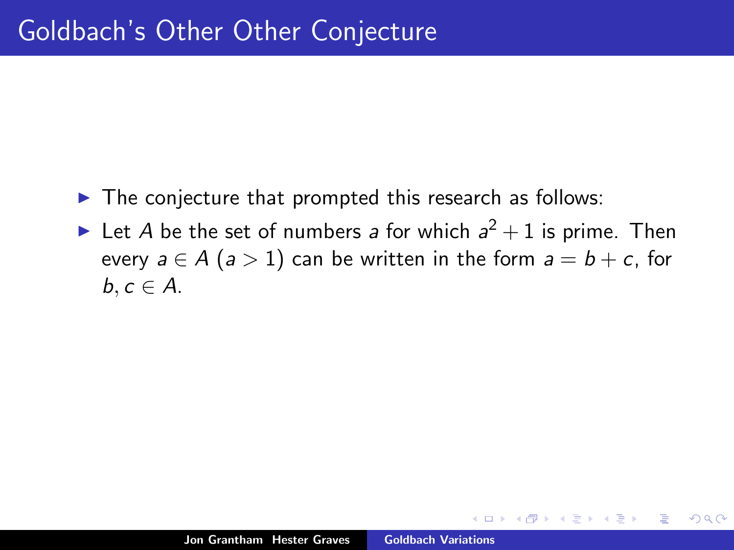# Goldbach's Other Other Conjecture

- The conjecture that prompted this research as follows:
- Let $A$ be the set of numbers $a$ for which $a^2 + 1$ is prime. Then every $a \in A$ ($a > 1$) can be written in the form $a = b + c$, for $b, c \in A$.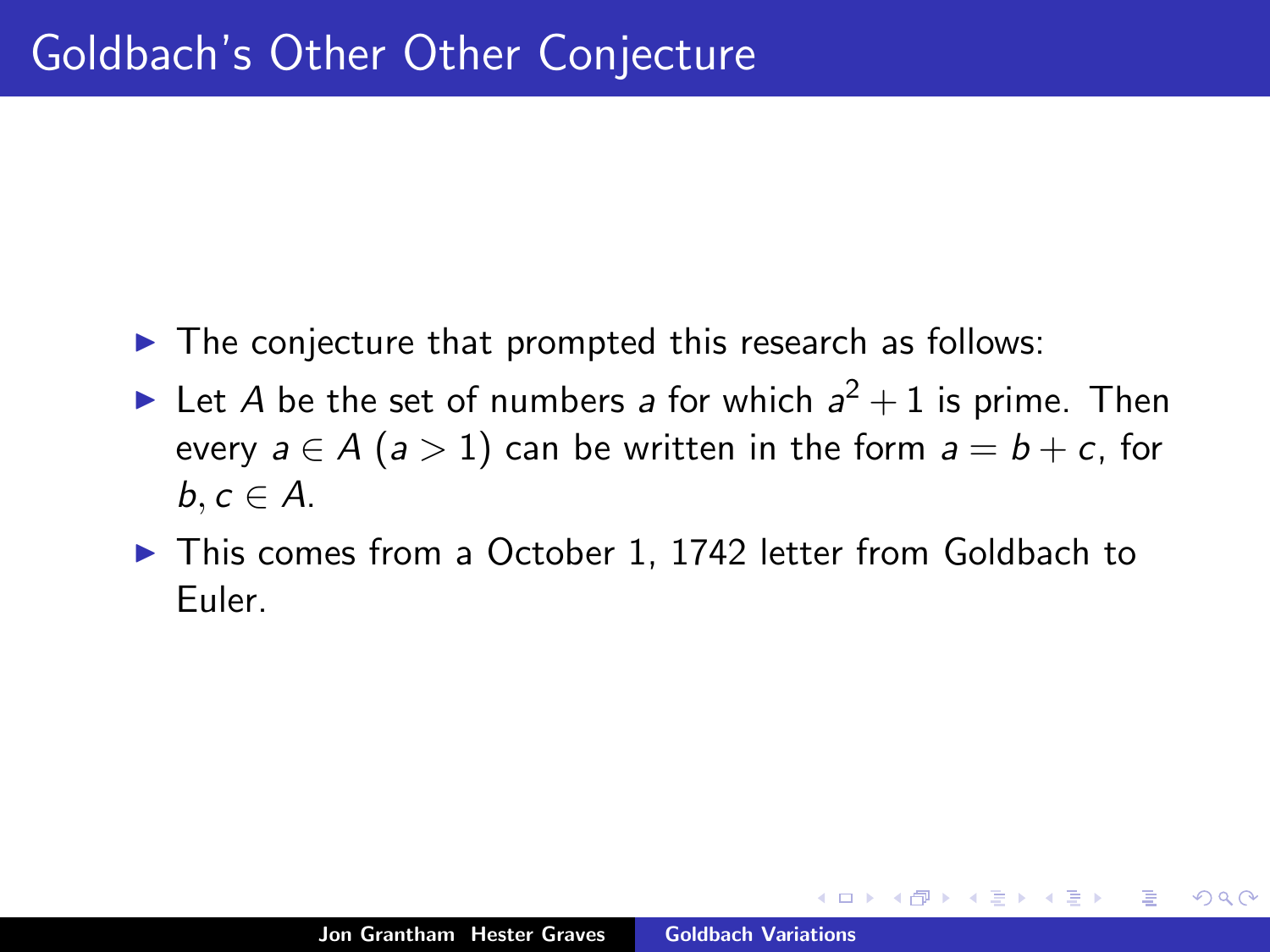# Goldbach's Other Other Conjecture

- The conjecture that prompted this research as follows:
- Let $A$ be the set of numbers $a$ for which $a^2 + 1$ is prime. Then every $a \in A$ ($a > 1$) can be written in the form $a = b + c$, for $b, c \in A$.
- This comes from a October 1, 1742 letter from Goldbach to Euler.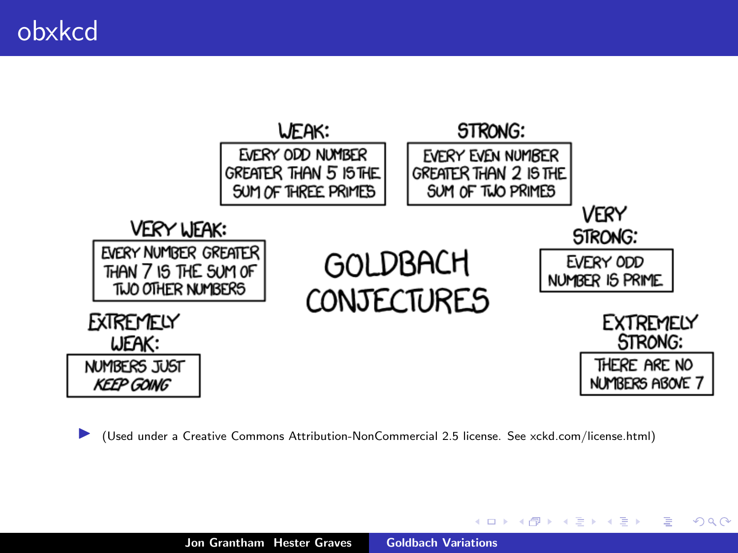# obxkcd

GOLDBACH CONJECTURES

WEAK:
EVERY ODD NUMBER GREATER THAN 5 IS THE SUM OF THREE PRIMES

STRONG:
EVERY EVEN NUMBER GREATER THAN 2 IS THE SUM OF TWO PRIMES

VERY WEAK:
EVERY NUMBER GREATER THAN 7 IS THE SUM OF TWO OTHER NUMBERS

VERY STRONG:
EVERY ODD NUMBER IS PRIME

EXTREMELY WEAK:
NUMBERS JUST *KEEP GOING*

EXTREMELY STRONG:
THERE ARE NO NUMBERS ABOVE 7

- (Used under a Creative Commons Attribution-NonCommercial 2.5 license. See xckd.com/license.html)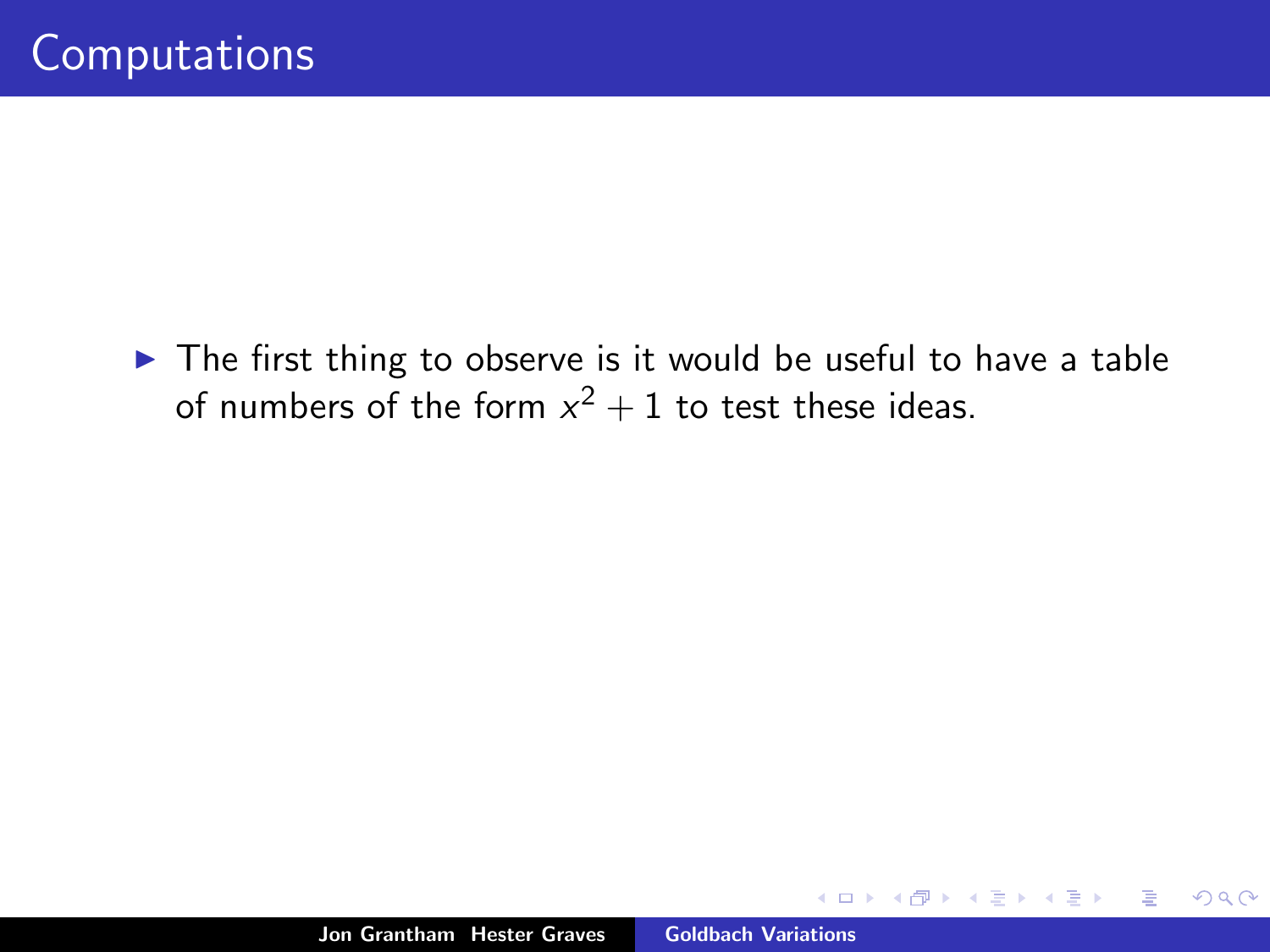# Computations

- The first thing to observe is it would be useful to have a table of numbers of the form $x^2 + 1$ to test these ideas.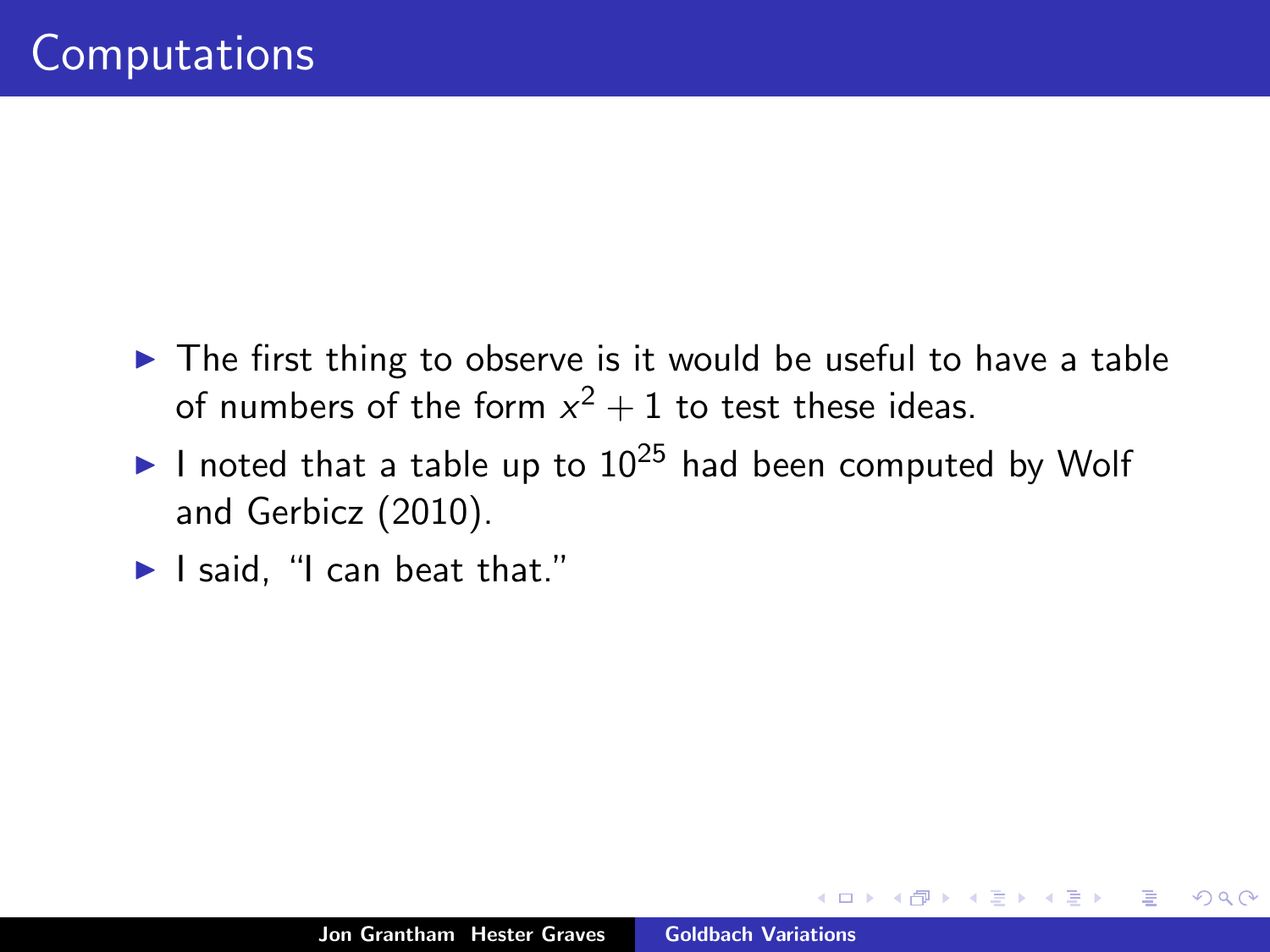# Computations

- The first thing to observe is it would be useful to have a table of numbers of the form $x^2 + 1$ to test these ideas.
- I noted that a table up to $10^{25}$ had been computed by Wolf and Gerbicz (2010).
- I said, “I can beat that.”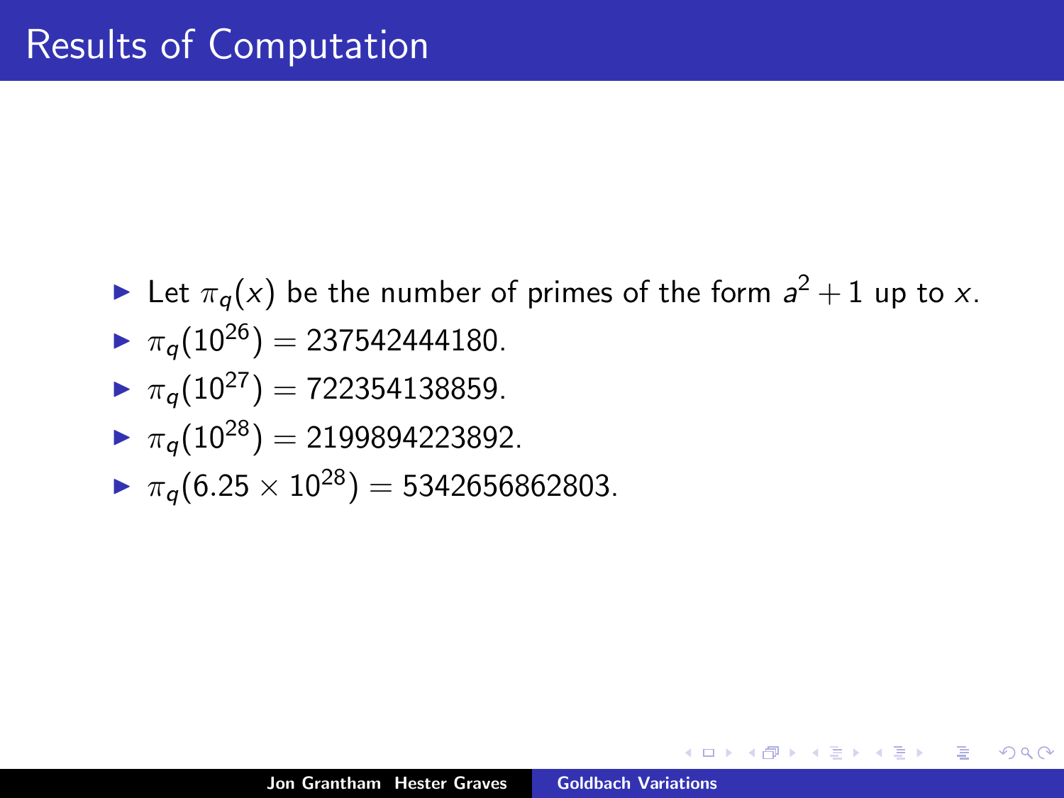# Results of Computation

- Let $\pi_q(x)$ be the number of primes of the form $a^2 + 1$ up to $x$.
- $\pi_q(10^{26}) = 237542444180$.
- $\pi_q(10^{27}) = 722354138859$.
- $\pi_q(10^{28}) = 2199894223892$.
- $\pi_q(6.25 \times 10^{28}) = 5342656862803$.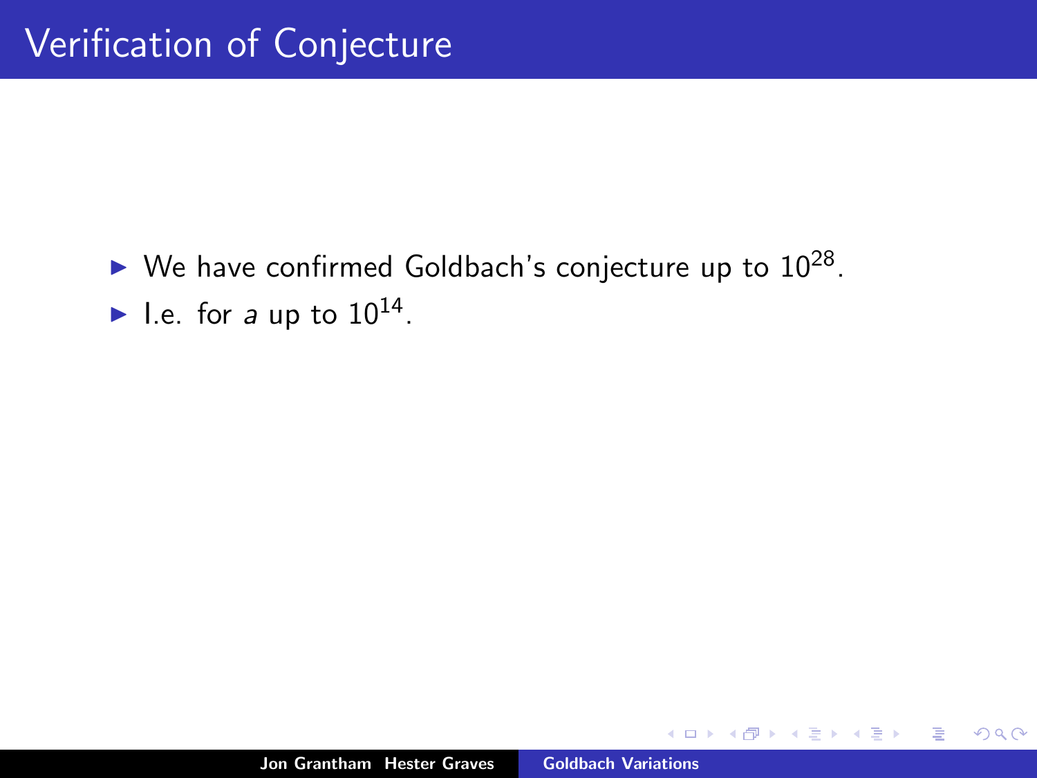# Verification of Conjecture

- We have confirmed Goldbach's conjecture up to $10^{28}$.
- I.e. for $a$ up to $10^{14}$.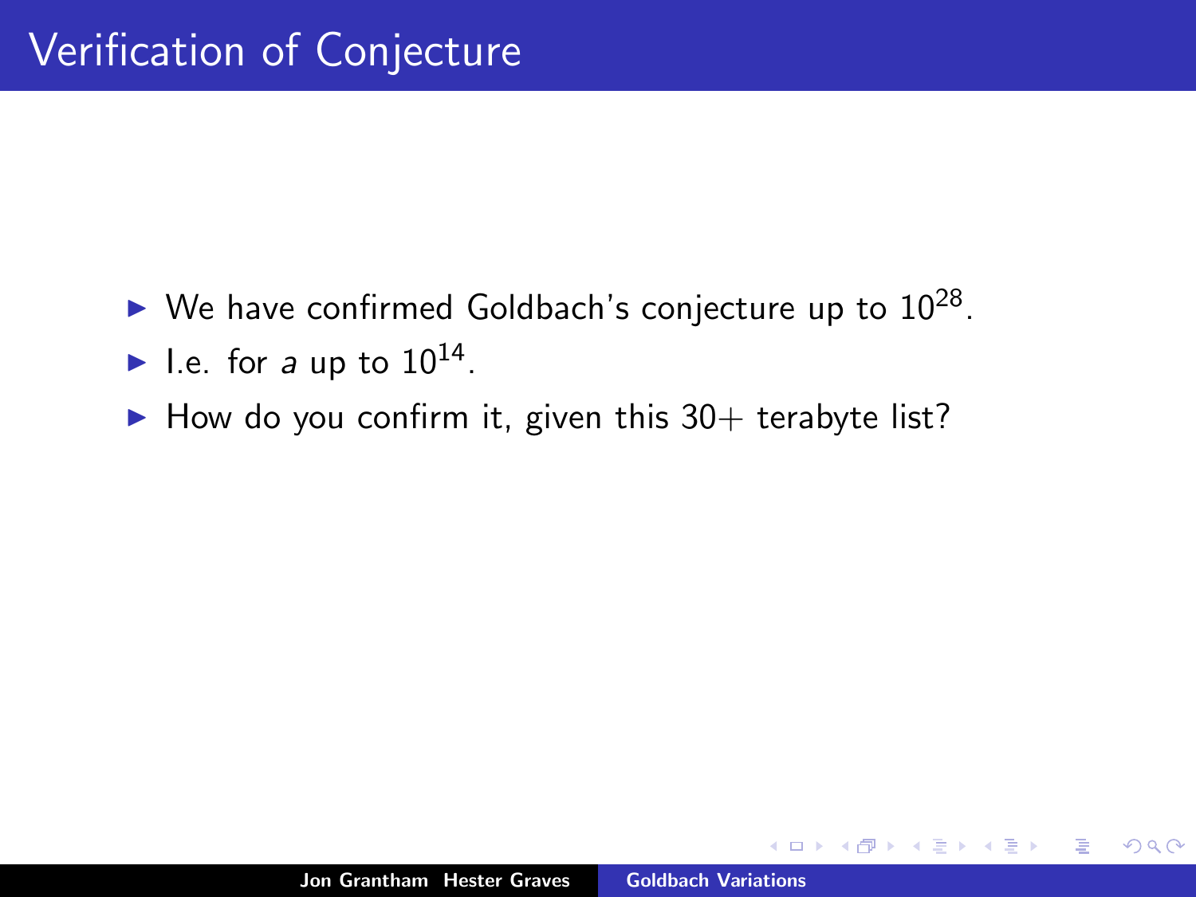# Verification of Conjecture

- We have confirmed Goldbach's conjecture up to $10^{28}$.
- I.e. for $a$ up to $10^{14}$.
- How do you confirm it, given this 30+ terabyte list?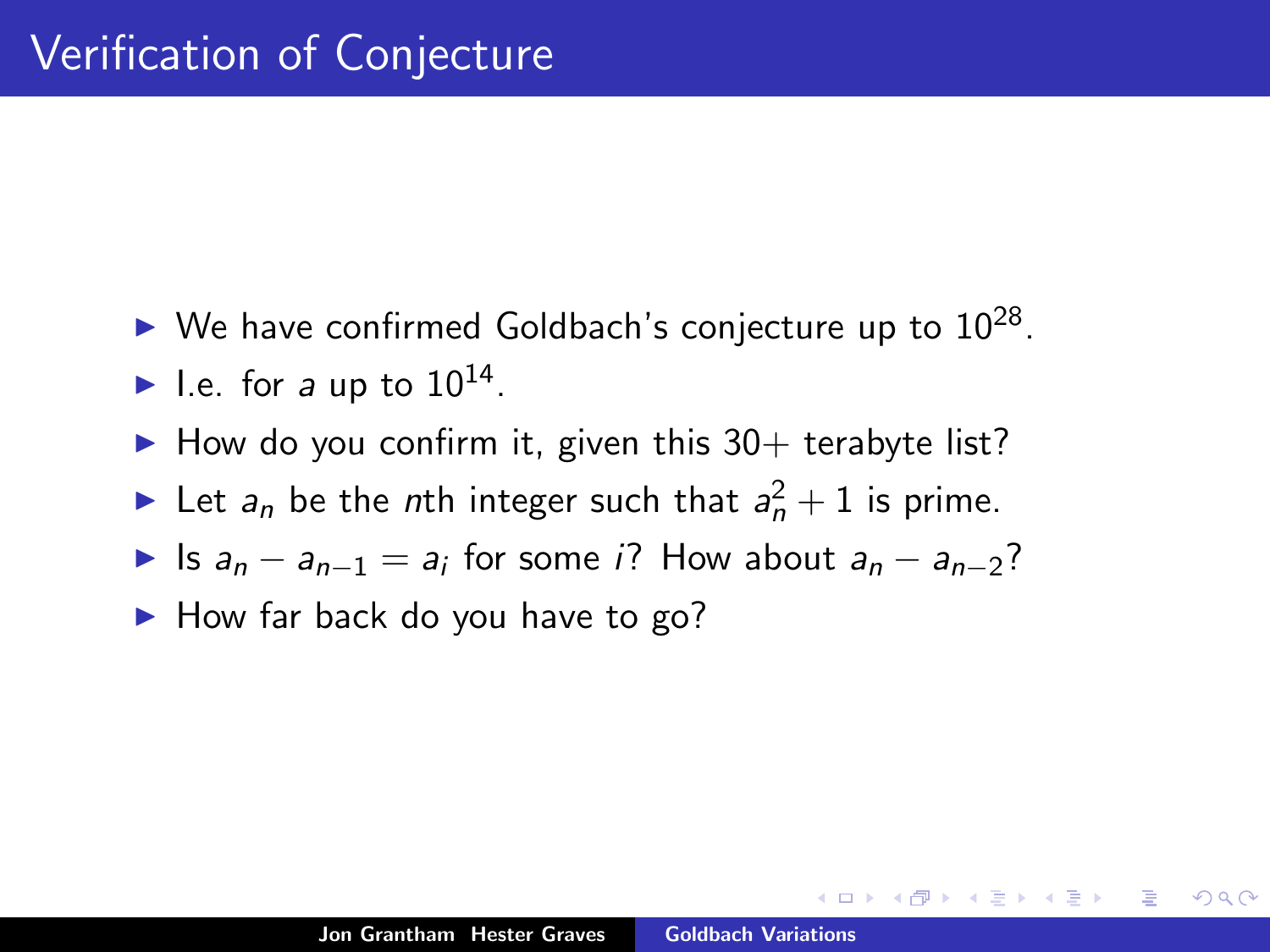# Verification of Conjecture

- We have confirmed Goldbach's conjecture up to $10^{28}$.
- I.e. for $a$ up to $10^{14}$.
- How do you confirm it, given this 30+ terabyte list?
- Let $a_n$ be the $n$th integer such that $a_n^2 + 1$ is prime.
- Is $a_n - a_{n-1} = a_i$ for some $i$? How about $a_n - a_{n-2}$?
- How far back do you have to go?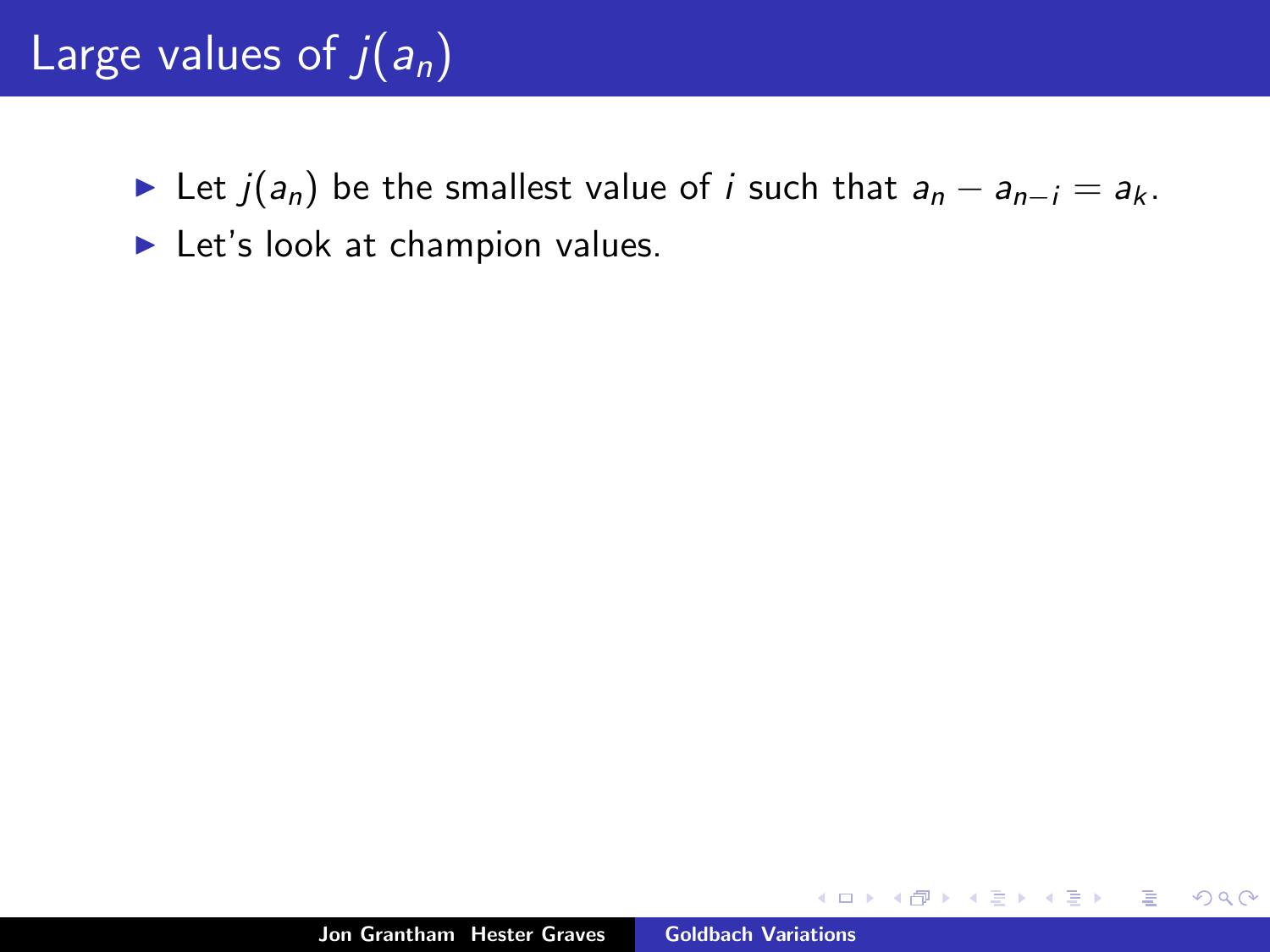# Large values of $j(a_n)$

- Let $j(a_n)$ be the smallest value of $i$ such that $a_n - a_{n-i} = a_k$.
- Let's look at champion values.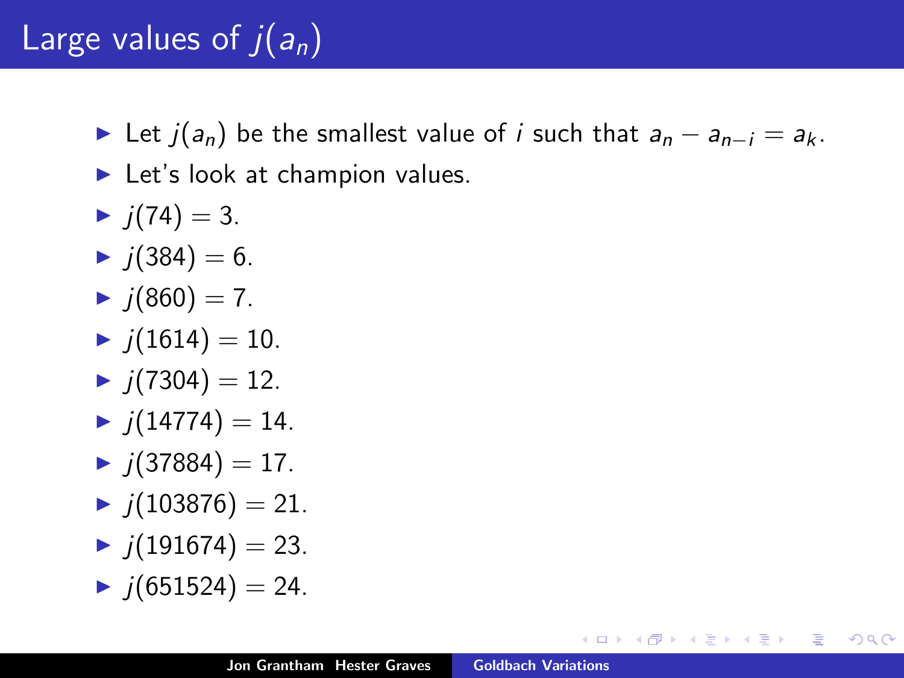# Large values of $j(a_n)$

- Let $j(a_n)$ be the smallest value of $i$ such that $a_n - a_{n-i} = a_k$.
- Let's look at champion values.
- $j(74) = 3$.
- $j(384) = 6$.
- $j(860) = 7$.
- $j(1614) = 10$.
- $j(7304) = 12$.
- $j(14774) = 14$.
- $j(37884) = 17$.
- $j(103876) = 21$.
- $j(191674) = 23$.
- $j(651524) = 24$.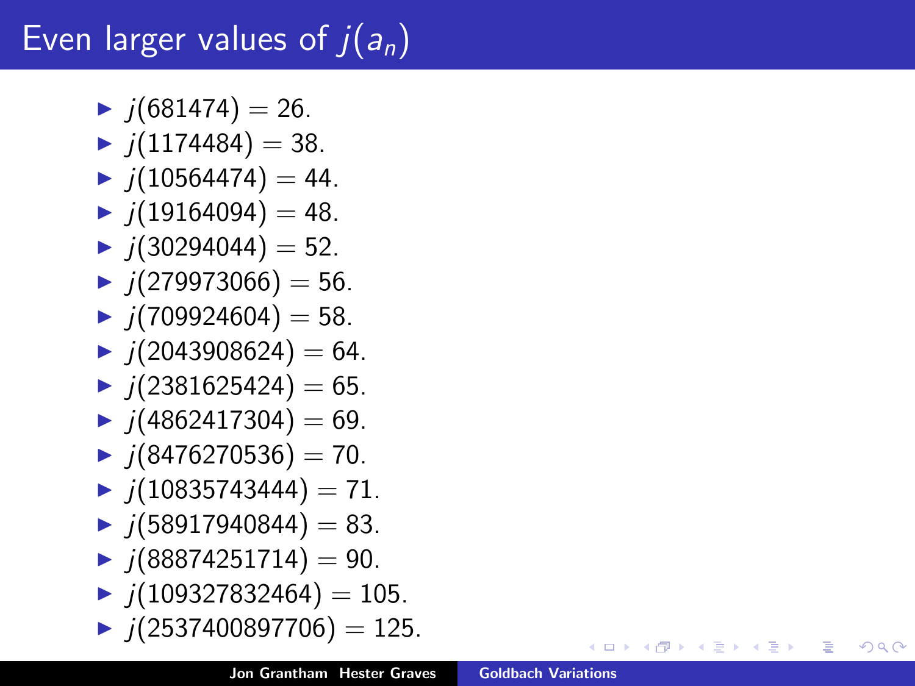# Even larger values of $j(a_n)$

- $j(681474) = 26.$
- $j(1174484) = 38.$
- $j(10564474) = 44.$
- $j(19164094) = 48.$
- $j(30294044) = 52.$
- $j(279973066) = 56.$
- $j(709924604) = 58.$
- $j(2043908624) = 64.$
- $j(2381625424) = 65.$
- $j(4862417304) = 69.$
- $j(8476270536) = 70.$
- $j(10835743444) = 71.$
- $j(58917940844) = 83.$
- $j(88874251714) = 90.$
- $j(109327832464) = 105.$
- $j(2537400897706) = 125.$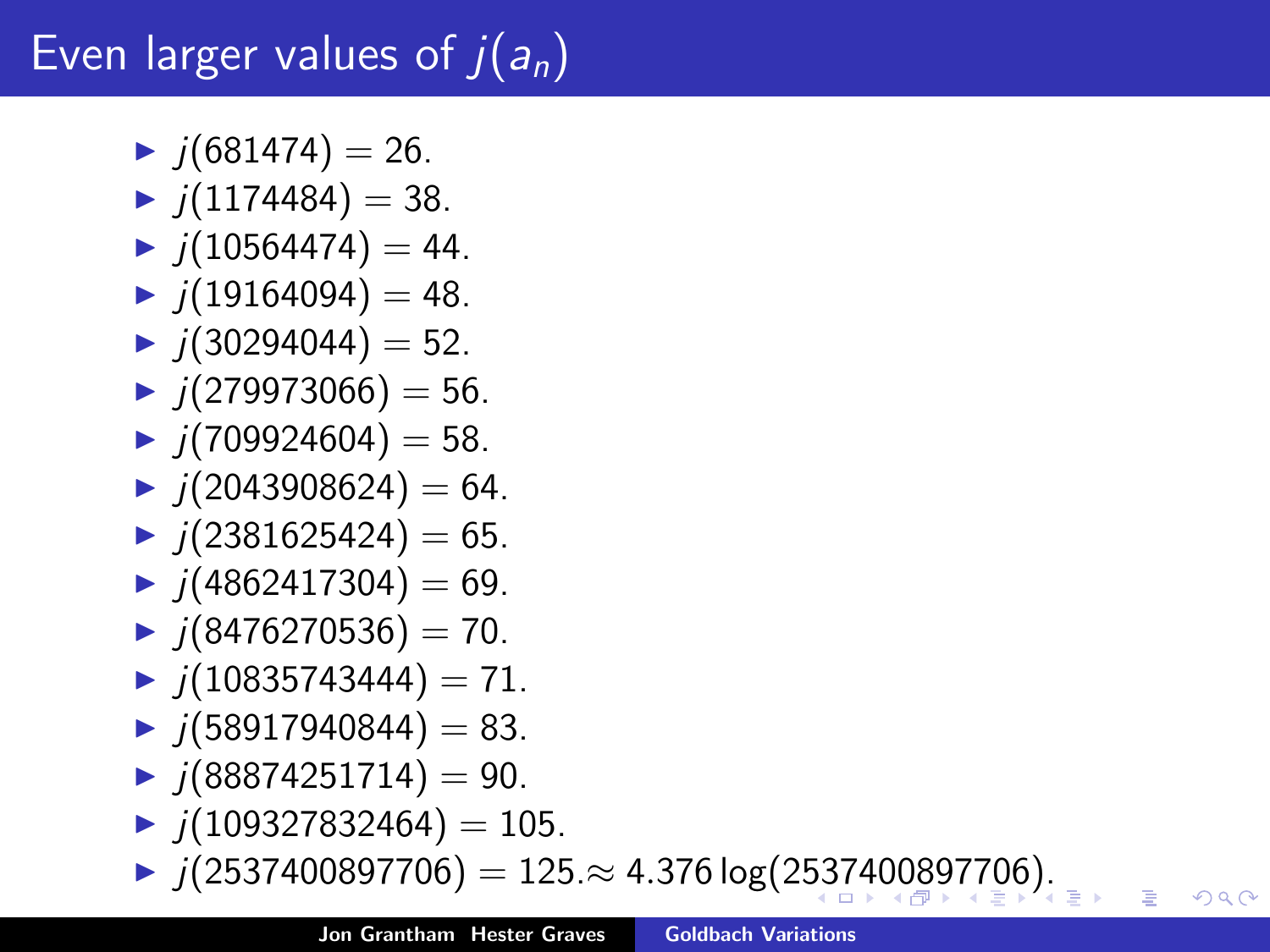# Even larger values of $j(a_n)$

- $j(681474) = 26.$
- $j(1174484) = 38.$
- $j(10564474) = 44.$
- $j(19164094) = 48.$
- $j(30294044) = 52.$
- $j(279973066) = 56.$
- $j(709924604) = 58.$
- $j(2043908624) = 64.$
- $j(2381625424) = 65.$
- $j(4862417304) = 69.$
- $j(8476270536) = 70.$
- $j(10835743444) = 71.$
- $j(58917940844) = 83.$
- $j(88874251714) = 90.$
- $j(109327832464) = 105.$
- $j(2537400897706) = 125. \approx 4.376 \log(2537400897706).$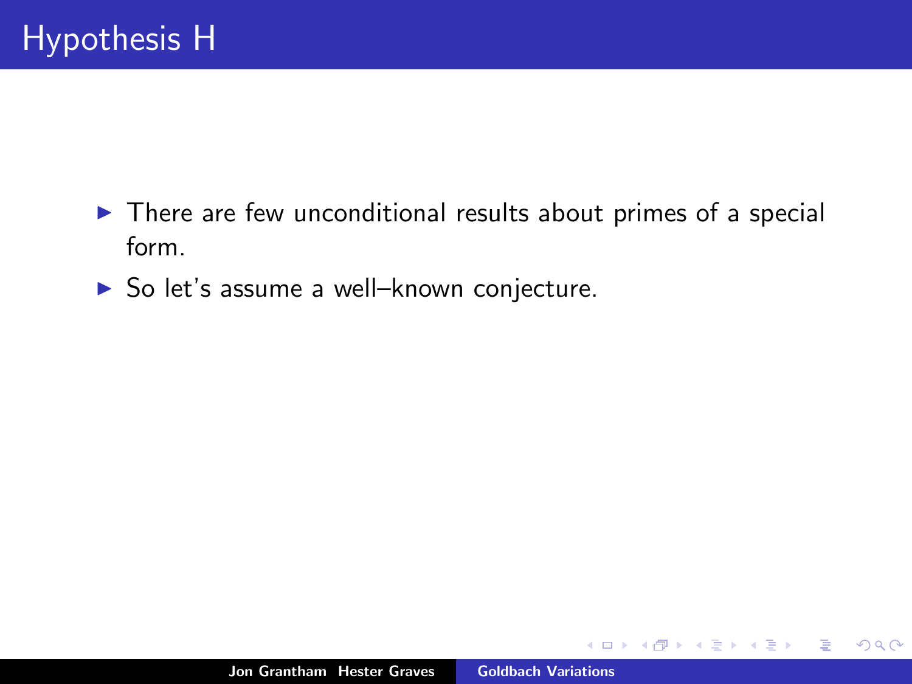# Hypothesis H

- There are few unconditional results about primes of a special form.
- So let's assume a well–known conjecture.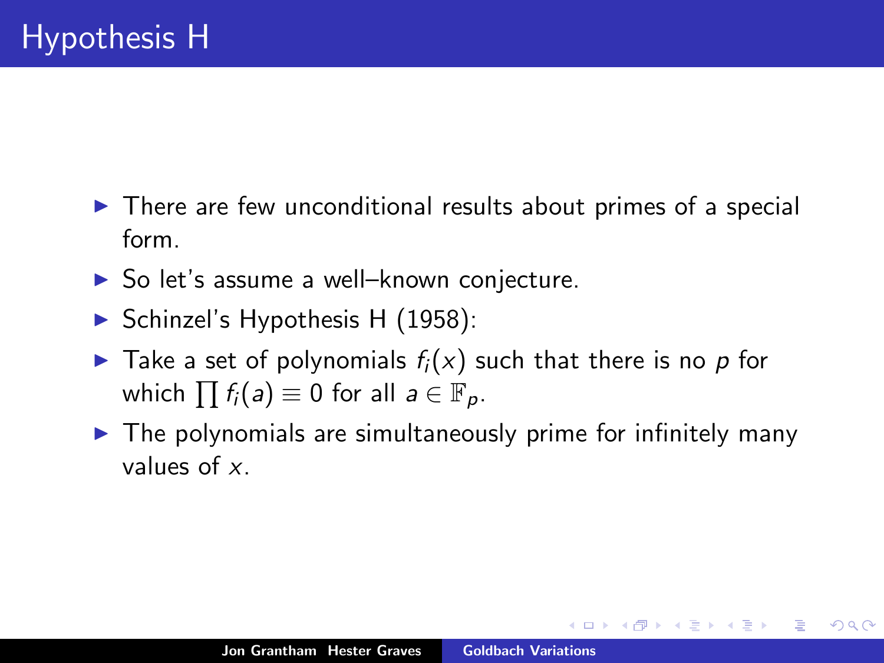# Hypothesis H

- There are few unconditional results about primes of a special form.
- So let's assume a well–known conjecture.
- Schinzel's Hypothesis H (1958):
- Take a set of polynomials $f_i(x)$ such that there is no $p$ for which $\prod f_i(a) \equiv 0$ for all $a \in \mathbb{F}_p$.
- The polynomials are simultaneously prime for infinitely many values of $x$.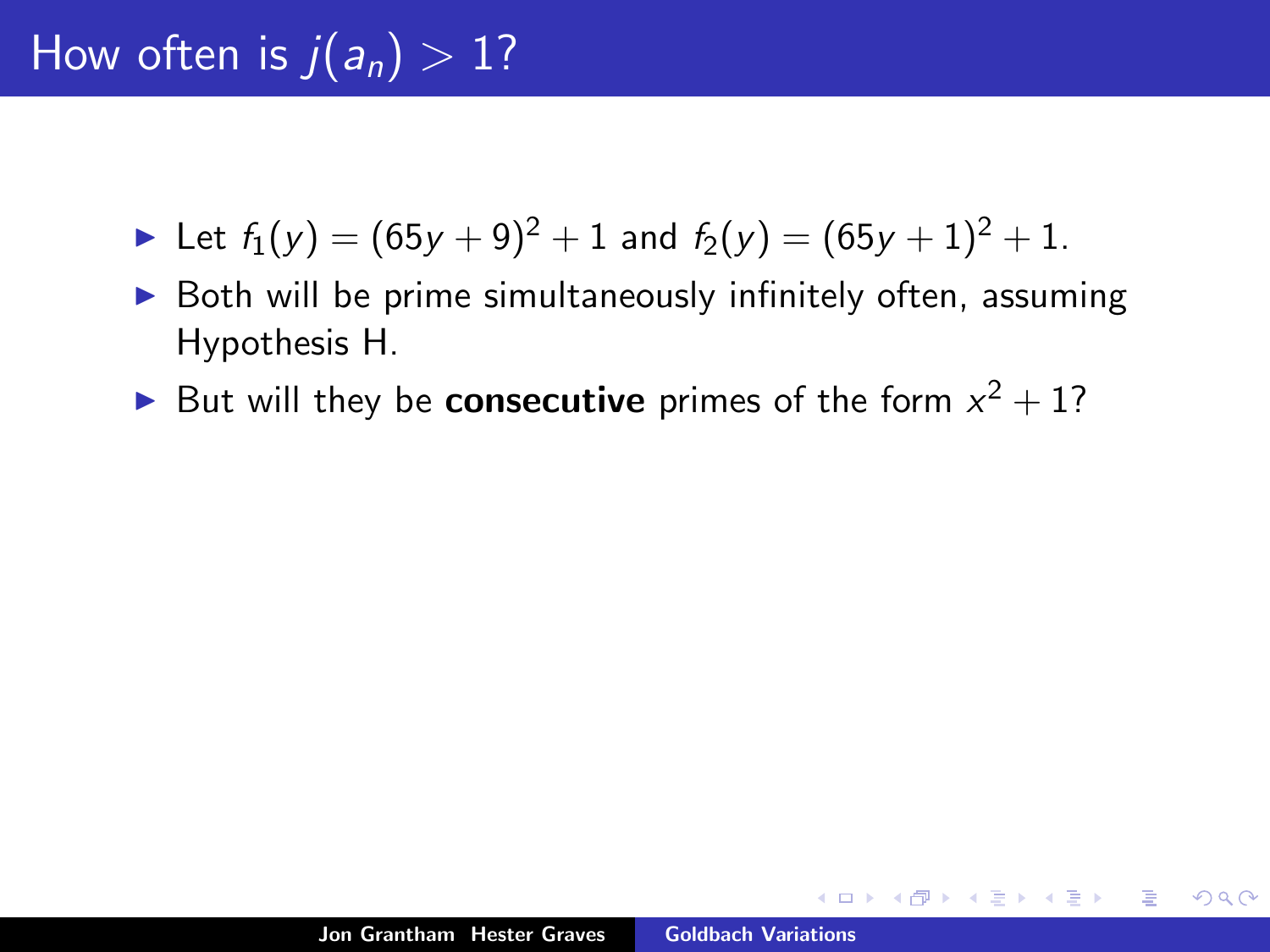# How often is $j(a_n) > 1$?

- Let $f_1(y) = (65y + 9)^2 + 1$ and $f_2(y) = (65y + 1)^2 + 1$.
- Both will be prime simultaneously infinitely often, assuming Hypothesis H.
- But will they be **consecutive** primes of the form $x^2 + 1$?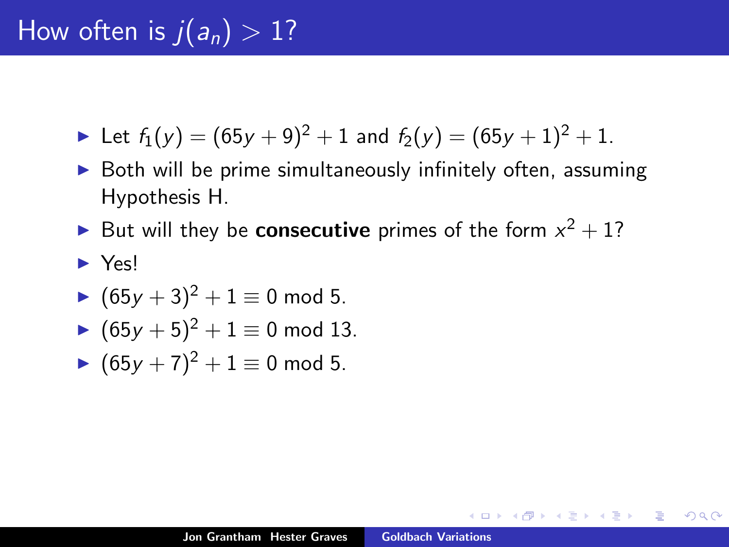# How often is $j(a_n) > 1$?

- Let $f_1(y) = (65y + 9)^2 + 1$ and $f_2(y) = (65y + 1)^2 + 1$.
- Both will be prime simultaneously infinitely often, assuming Hypothesis H.
- But will they be **consecutive** primes of the form $x^2 + 1$?
- Yes!
- $(65y + 3)^2 + 1 \equiv 0 \bmod 5$.
- $(65y + 5)^2 + 1 \equiv 0 \bmod 13$.
- $(65y + 7)^2 + 1 \equiv 0 \bmod 5$.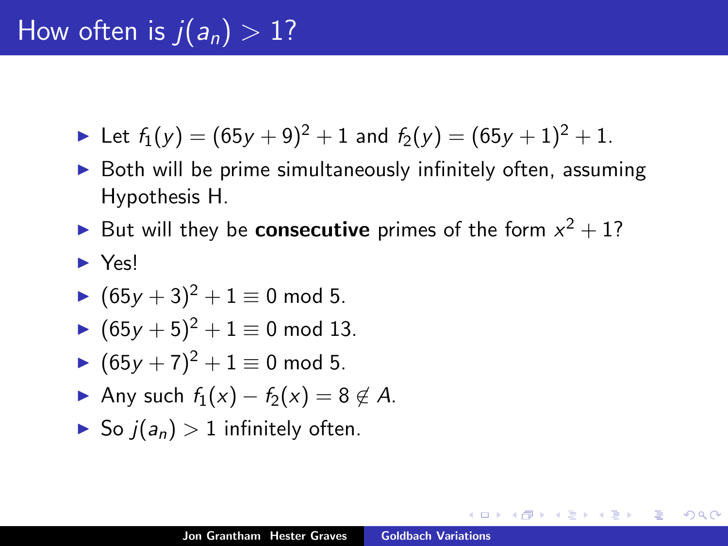# How often is $j(a_n) > 1$?

- Let $f_1(y) = (65y+9)^2+1$ and $f_2(y) = (65y+1)^2+1$.
- Both will be prime simultaneously infinitely often, assuming Hypothesis H.
- But will they be **consecutive** primes of the form $x^2+1$?
- Yes!
- $(65y+3)^2+1 \equiv 0 \bmod 5$.
- $(65y+5)^2+1 \equiv 0 \bmod 13$.
- $(65y+7)^2+1 \equiv 0 \bmod 5$.
- Any such $f_1(x) - f_2(x) = 8 \notin A$.
- So $j(a_n) > 1$ infinitely often.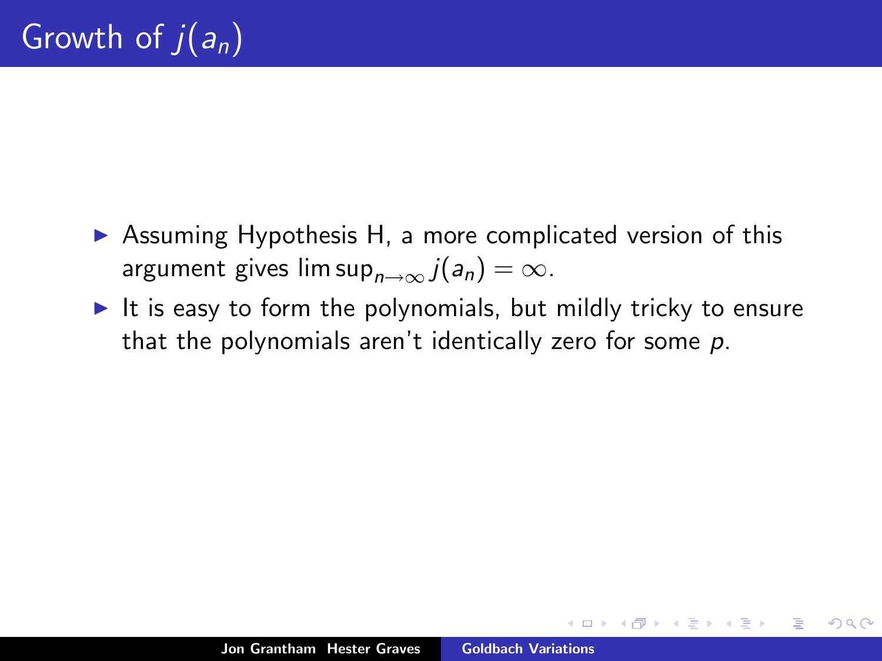# Growth of $j(a_n)$

- Assuming Hypothesis H, a more complicated version of this argument gives $\limsup_{n\to\infty} j(a_n) = \infty$.
- It is easy to form the polynomials, but mildly tricky to ensure that the polynomials aren't identically zero for some $p$.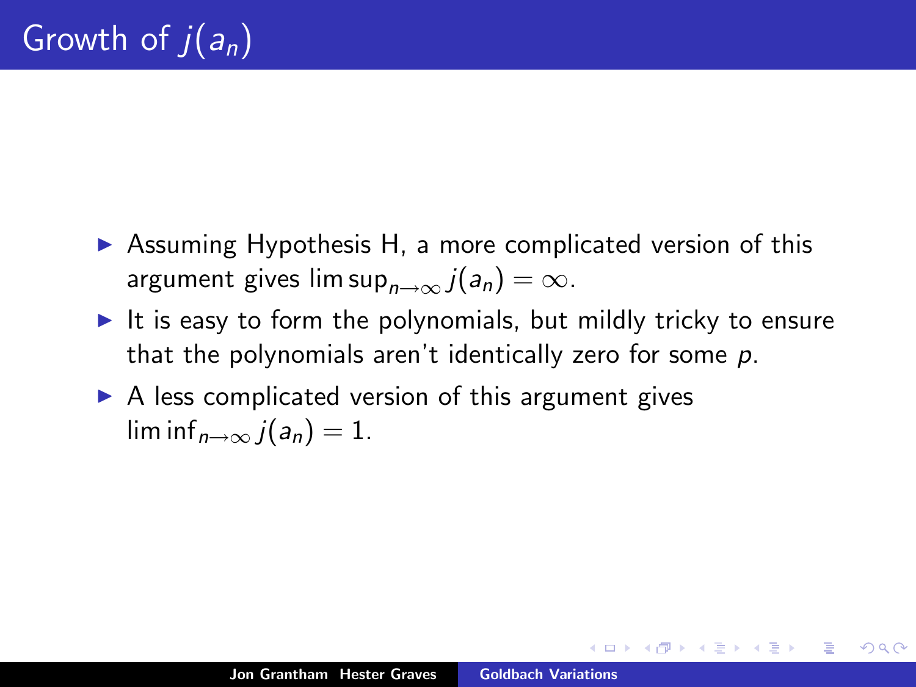# Growth of $j(a_n)$

- Assuming Hypothesis H, a more complicated version of this argument gives $\limsup_{n\to\infty} j(a_n) = \infty$.
- It is easy to form the polynomials, but mildly tricky to ensure that the polynomials aren't identically zero for some $p$.
- A less complicated version of this argument gives $\liminf_{n\to\infty} j(a_n) = 1$.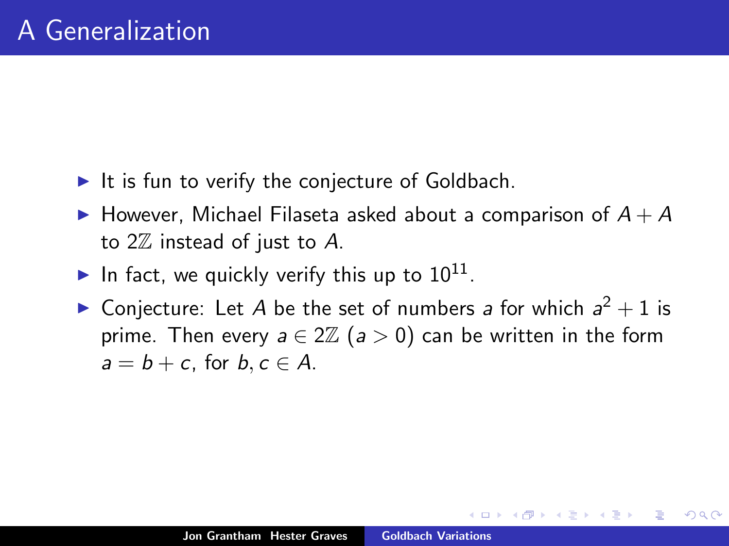# A Generalization

- It is fun to verify the conjecture of Goldbach.
- However, Michael Filaseta asked about a comparison of $A + A$ to $2\mathbb{Z}$ instead of just to $A$.
- In fact, we quickly verify this up to $10^{11}$.
- Conjecture: Let $A$ be the set of numbers $a$ for which $a^2 + 1$ is prime. Then every $a \in 2\mathbb{Z}$ ($a > 0$) can be written in the form $a = b + c$, for $b, c \in A$.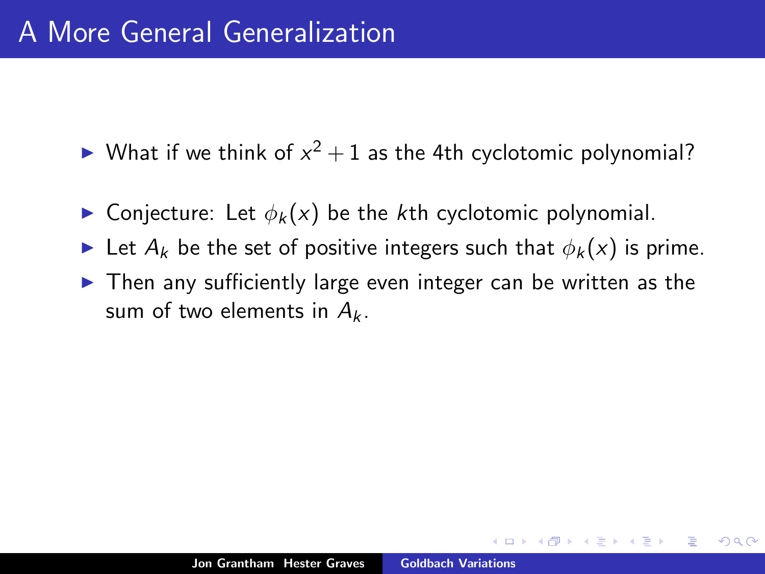# A More General Generalization

- What if we think of $x^2 + 1$ as the 4th cyclotomic polynomial?

- Conjecture: Let $\phi_k(x)$ be the $k$th cyclotomic polynomial.
- Let $A_k$ be the set of positive integers such that $\phi_k(x)$ is prime.
- Then any sufficiently large even integer can be written as the sum of two elements in $A_k$.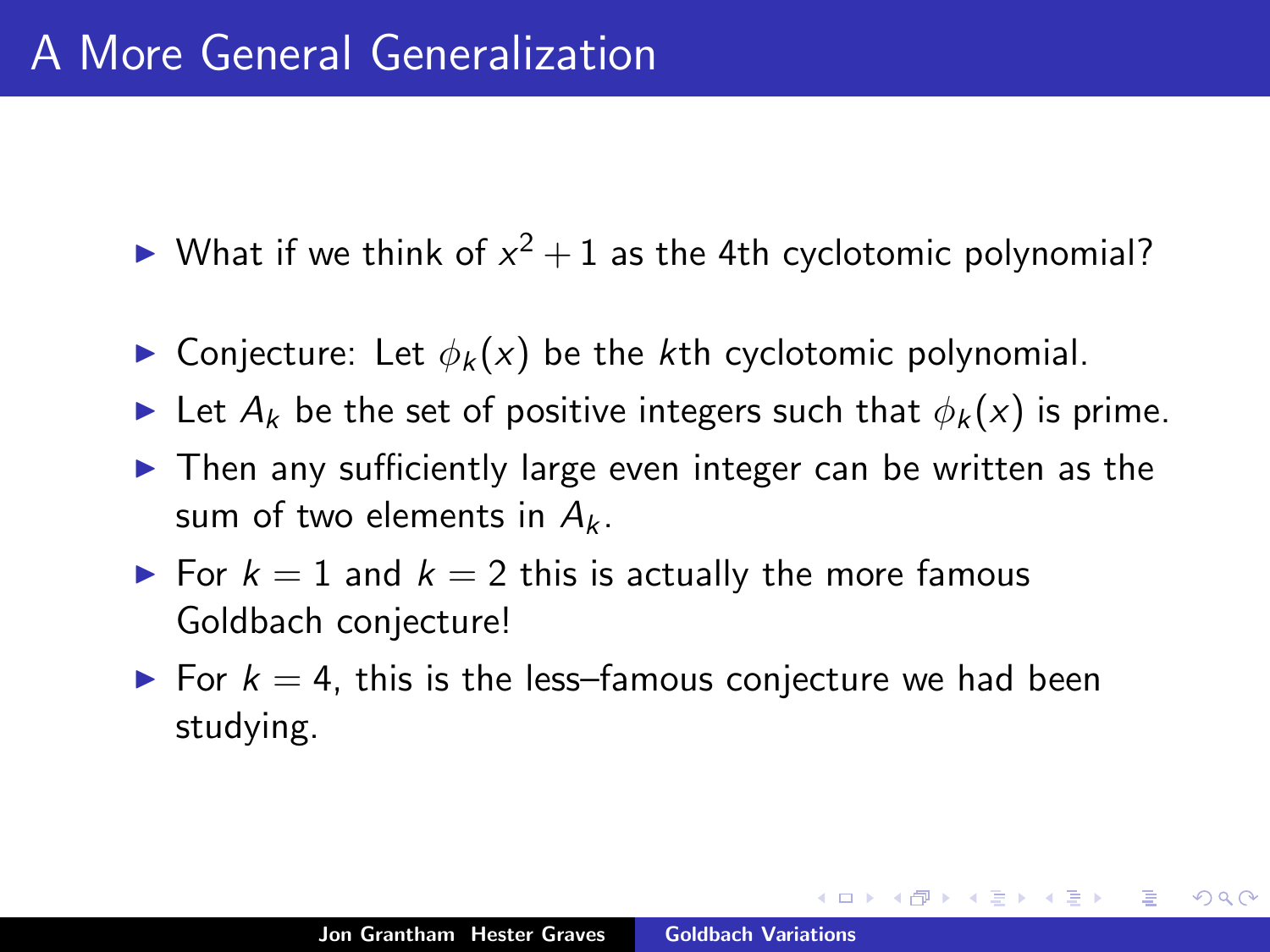# A More General Generalization

- What if we think of $x^2 + 1$ as the 4th cyclotomic polynomial?

- Conjecture: Let $\phi_k(x)$ be the $k$th cyclotomic polynomial.
- Let $A_k$ be the set of positive integers such that $\phi_k(x)$ is prime.
- Then any sufficiently large even integer can be written as the sum of two elements in $A_k$.
- For $k = 1$ and $k = 2$ this is actually the more famous Goldbach conjecture!
- For $k = 4$, this is the less–famous conjecture we had been studying.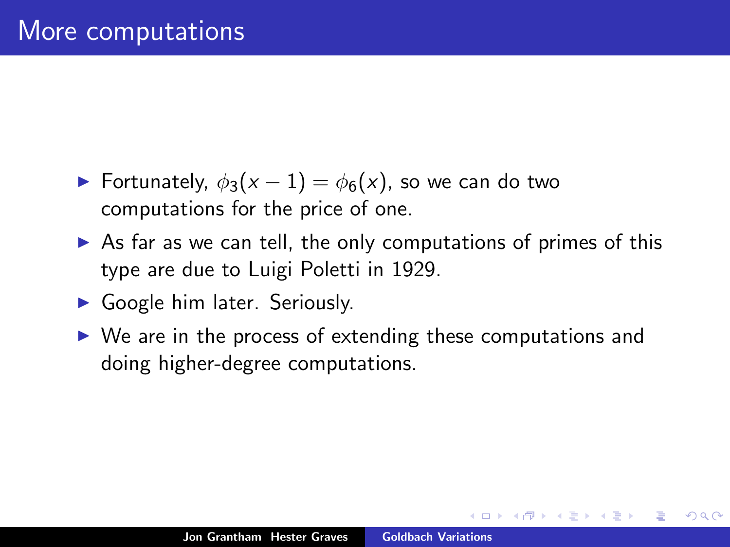# More computations

- Fortunately, $\phi_3(x-1) = \phi_6(x)$, so we can do two computations for the price of one.
- As far as we can tell, the only computations of primes of this type are due to Luigi Poletti in 1929.
- Google him later. Seriously.
- We are in the process of extending these computations and doing higher-degree computations.